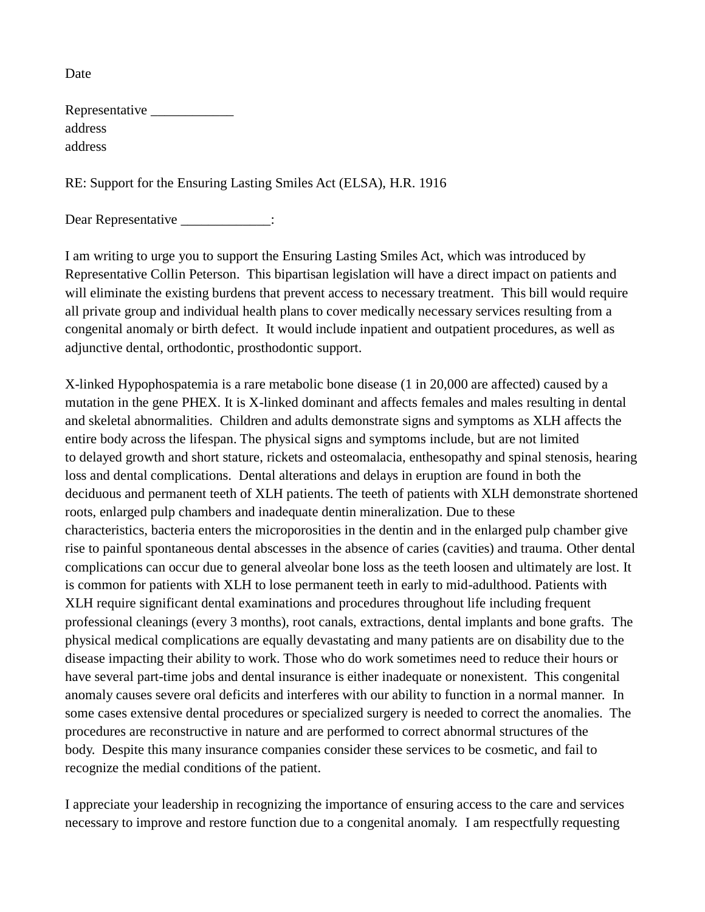Date

Representative ____________
address
address

RE: Support for the Ensuring Lasting Smiles Act (ELSA), H.R. 1916

Dear Representative _____________:

I am writing to urge you to support the Ensuring Lasting Smiles Act, which was introduced by Representative Collin Peterson. This bipartisan legislation will have a direct impact on patients and will eliminate the existing burdens that prevent access to necessary treatment. This bill would require all private group and individual health plans to cover medically necessary services resulting from a congenital anomaly or birth defect. It would include inpatient and outpatient procedures, as well as adjunctive dental, orthodontic, prosthodontic support.

X-linked Hypophospatemia is a rare metabolic bone disease (1 in 20,000 are affected) caused by a mutation in the gene PHEX. It is X-linked dominant and affects females and males resulting in dental and skeletal abnormalities. Children and adults demonstrate signs and symptoms as XLH affects the entire body across the lifespan. The physical signs and symptoms include, but are not limited to delayed growth and short stature, rickets and osteomalacia, enthesopathy and spinal stenosis, hearing loss and dental complications. Dental alterations and delays in eruption are found in both the deciduous and permanent teeth of XLH patients. The teeth of patients with XLH demonstrate shortened roots, enlarged pulp chambers and inadequate dentin mineralization. Due to these characteristics, bacteria enters the microporosities in the dentin and in the enlarged pulp chamber give rise to painful spontaneous dental abscesses in the absence of caries (cavities) and trauma. Other dental complications can occur due to general alveolar bone loss as the teeth loosen and ultimately are lost. It is common for patients with XLH to lose permanent teeth in early to mid-adulthood. Patients with XLH require significant dental examinations and procedures throughout life including frequent professional cleanings (every 3 months), root canals, extractions, dental implants and bone grafts. The physical medical complications are equally devastating and many patients are on disability due to the disease impacting their ability to work. Those who do work sometimes need to reduce their hours or have several part-time jobs and dental insurance is either inadequate or nonexistent. This congenital anomaly causes severe oral deficits and interferes with our ability to function in a normal manner. In some cases extensive dental procedures or specialized surgery is needed to correct the anomalies. The procedures are reconstructive in nature and are performed to correct abnormal structures of the body. Despite this many insurance companies consider these services to be cosmetic, and fail to recognize the medial conditions of the patient.

I appreciate your leadership in recognizing the importance of ensuring access to the care and services necessary to improve and restore function due to a congenital anomaly. I am respectfully requesting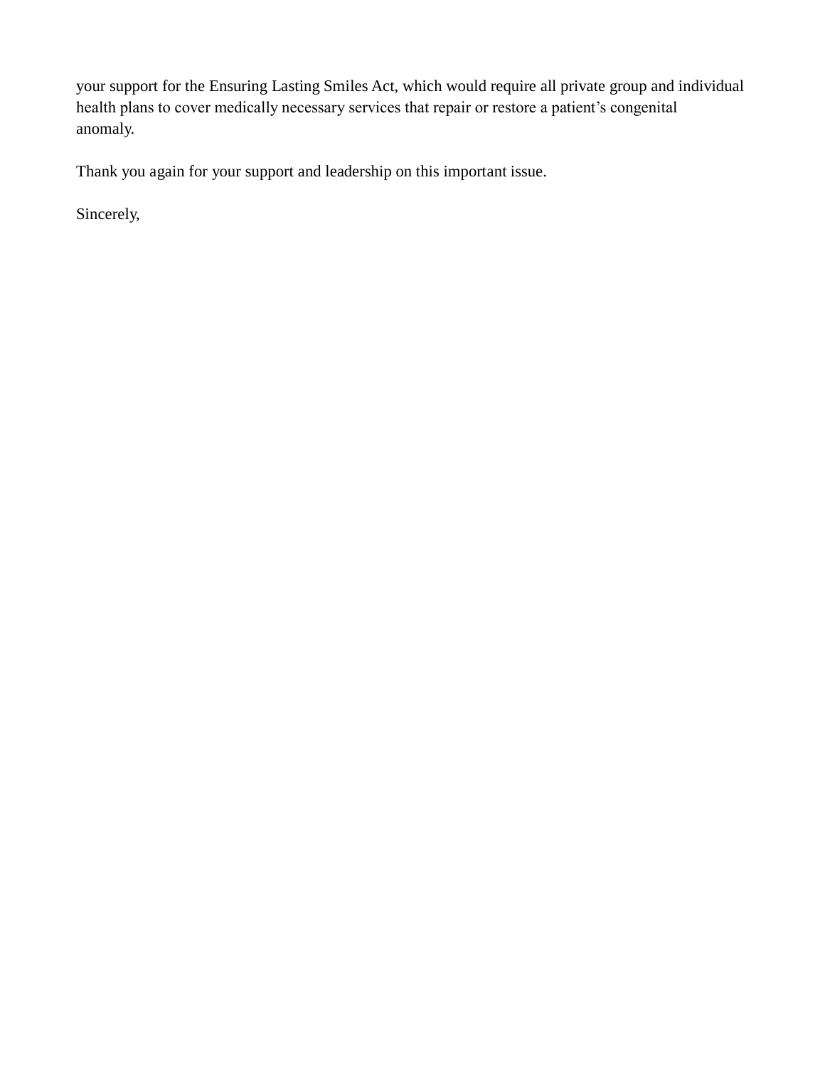your support for the Ensuring Lasting Smiles Act, which would require all private group and individual health plans to cover medically necessary services that repair or restore a patient's congenital anomaly.

Thank you again for your support and leadership on this important issue.

Sincerely,